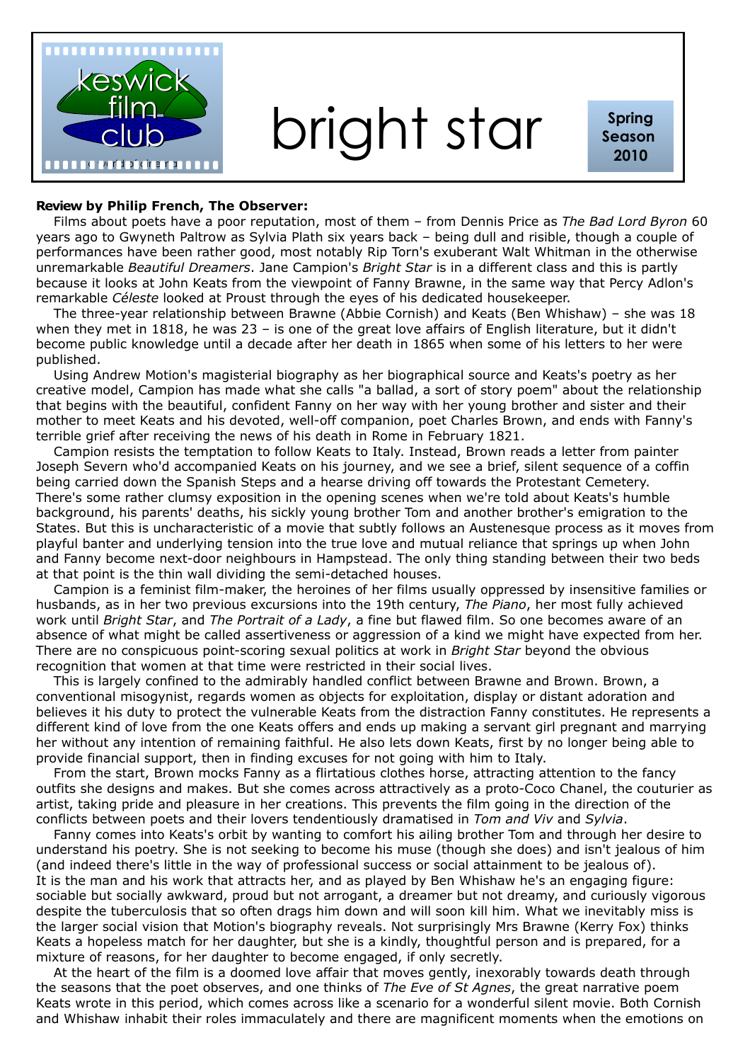keswick film club

# bright star

**Spring Season 2010**

**Review by Philip French, The Observer:**

Films about poets have a poor reputation, most of them – from Dennis Price as *The Bad Lord Byron* 60 years ago to Gwyneth Paltrow as Sylvia Plath six years back – being dull and risible, though a couple of performances have been rather good, most notably Rip Torn's exuberant Walt Whitman in the otherwise unremarkable *Beautiful Dreamers*. Jane Campion's *Bright Star* is in a different class and this is partly because it looks at John Keats from the viewpoint of Fanny Brawne, in the same way that Percy Adlon's remarkable *Céleste* looked at Proust through the eyes of his dedicated housekeeper.

The three-year relationship between Brawne (Abbie Cornish) and Keats (Ben Whishaw) – she was 18 when they met in 1818, he was 23 – is one of the great love affairs of English literature, but it didn't become public knowledge until a decade after her death in 1865 when some of his letters to her were published.

Using Andrew Motion's magisterial biography as her biographical source and Keats's poetry as her creative model, Campion has made what she calls "a ballad, a sort of story poem" about the relationship that begins with the beautiful, confident Fanny on her way with her young brother and sister and their mother to meet Keats and his devoted, well-off companion, poet Charles Brown, and ends with Fanny's terrible grief after receiving the news of his death in Rome in February 1821.

Campion resists the temptation to follow Keats to Italy. Instead, Brown reads a letter from painter Joseph Severn who'd accompanied Keats on his journey, and we see a brief, silent sequence of a coffin being carried down the Spanish Steps and a hearse driving off towards the Protestant Cemetery. There's some rather clumsy exposition in the opening scenes when we're told about Keats's humble background, his parents' deaths, his sickly young brother Tom and another brother's emigration to the States. But this is uncharacteristic of a movie that subtly follows an Austenesque process as it moves from playful banter and underlying tension into the true love and mutual reliance that springs up when John and Fanny become next-door neighbours in Hampstead. The only thing standing between their two beds at that point is the thin wall dividing the semi-detached houses.

Campion is a feminist film-maker, the heroines of her films usually oppressed by insensitive families or husbands, as in her two previous excursions into the 19th century, *The Piano*, her most fully achieved work until *Bright Star*, and *The Portrait of a Lady*, a fine but flawed film. So one becomes aware of an absence of what might be called assertiveness or aggression of a kind we might have expected from her. There are no conspicuous point-scoring sexual politics at work in *Bright Star* beyond the obvious recognition that women at that time were restricted in their social lives.

This is largely confined to the admirably handled conflict between Brawne and Brown. Brown, a conventional misogynist, regards women as objects for exploitation, display or distant adoration and believes it his duty to protect the vulnerable Keats from the distraction Fanny constitutes. He represents a different kind of love from the one Keats offers and ends up making a servant girl pregnant and marrying her without any intention of remaining faithful. He also lets down Keats, first by no longer being able to provide financial support, then in finding excuses for not going with him to Italy.

From the start, Brown mocks Fanny as a flirtatious clothes horse, attracting attention to the fancy outfits she designs and makes. But she comes across attractively as a proto-Coco Chanel, the couturier as artist, taking pride and pleasure in her creations. This prevents the film going in the direction of the conflicts between poets and their lovers tendentiously dramatised in *Tom and Viv* and *Sylvia*.

Fanny comes into Keats's orbit by wanting to comfort his ailing brother Tom and through her desire to understand his poetry. She is not seeking to become his muse (though she does) and isn't jealous of him (and indeed there's little in the way of professional success or social attainment to be jealous of). It is the man and his work that attracts her, and as played by Ben Whishaw he's an engaging figure: sociable but socially awkward, proud but not arrogant, a dreamer but not dreamy, and curiously vigorous despite the tuberculosis that so often drags him down and will soon kill him. What we inevitably miss is the larger social vision that Motion's biography reveals. Not surprisingly Mrs Brawne (Kerry Fox) thinks Keats a hopeless match for her daughter, but she is a kindly, thoughtful person and is prepared, for a mixture of reasons, for her daughter to become engaged, if only secretly.

At the heart of the film is a doomed love affair that moves gently, inexorably towards death through the seasons that the poet observes, and one thinks of *The Eve of St Agnes*, the great narrative poem Keats wrote in this period, which comes across like a scenario for a wonderful silent movie. Both Cornish and Whishaw inhabit their roles immaculately and there are magnificent moments when the emotions on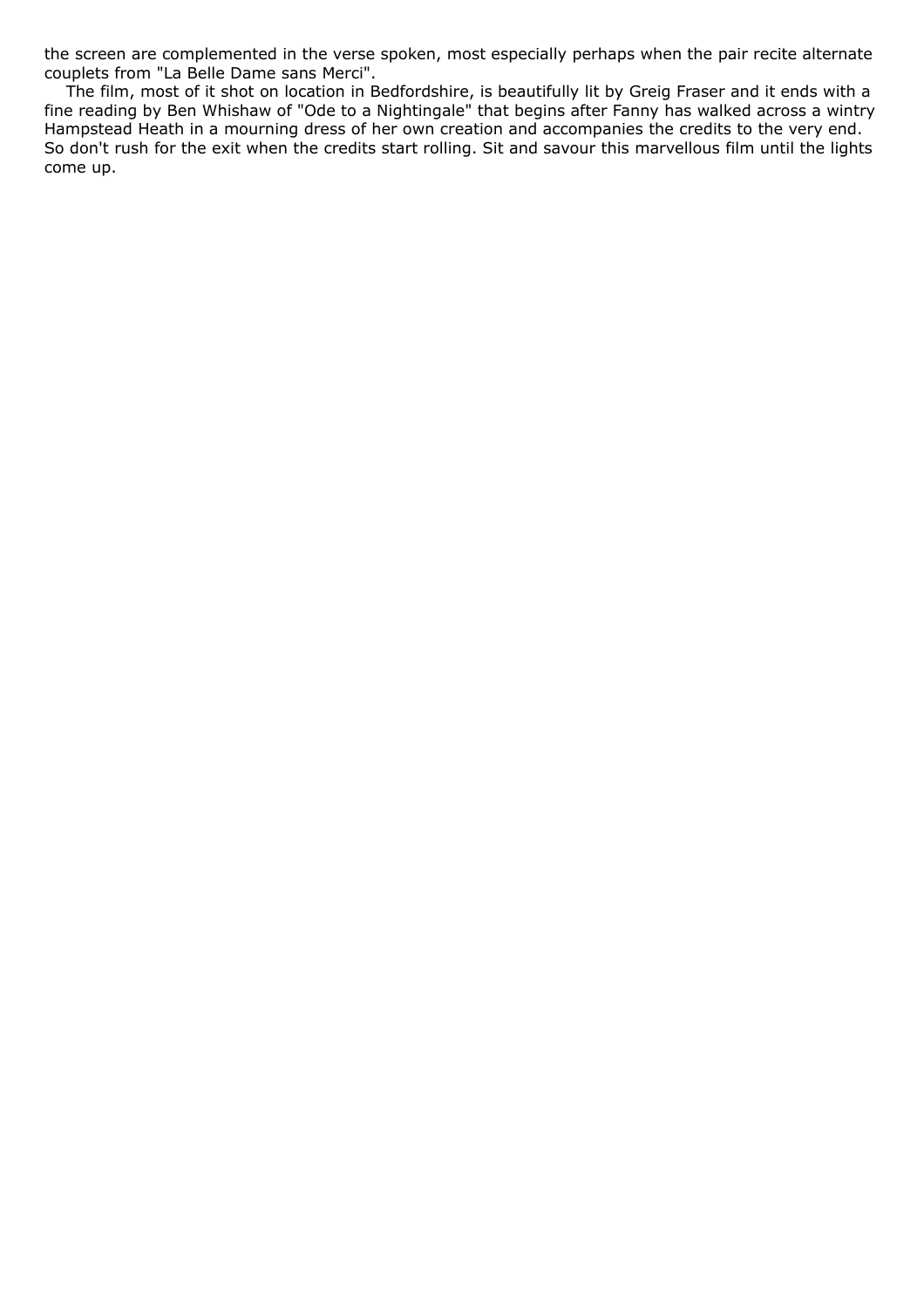the screen are complemented in the verse spoken, most especially perhaps when the pair recite alternate couplets from "La Belle Dame sans Merci".

The film, most of it shot on location in Bedfordshire, is beautifully lit by Greig Fraser and it ends with a fine reading by Ben Whishaw of "Ode to a Nightingale" that begins after Fanny has walked across a wintry Hampstead Heath in a mourning dress of her own creation and accompanies the credits to the very end. So don't rush for the exit when the credits start rolling. Sit and savour this marvellous film until the lights come up.